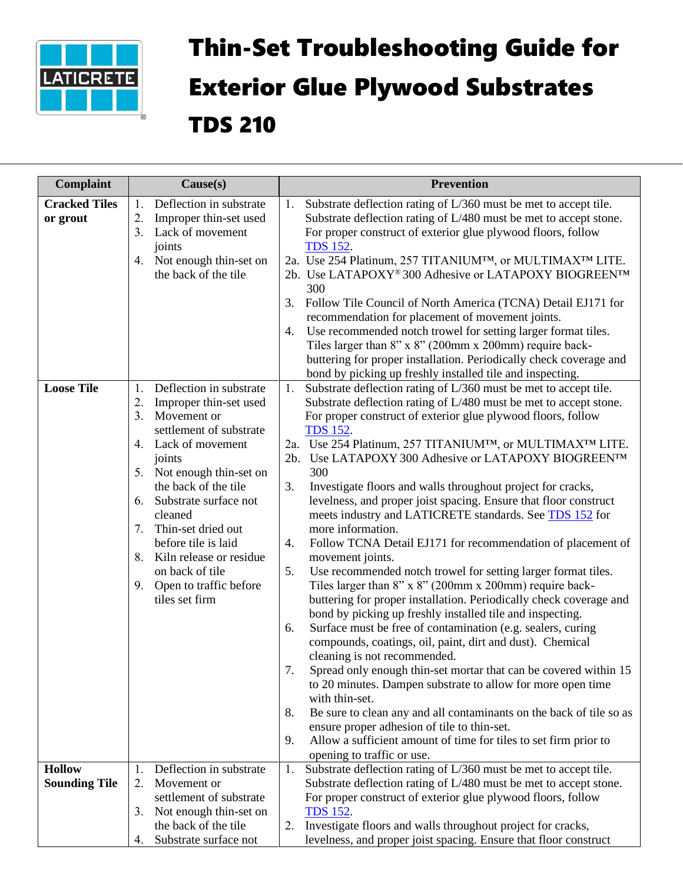# Thin-Set Troubleshooting Guide for Exterior Glue Plywood Substrates

## TDS 210

| Complaint | Cause(s) | Prevention |
|---|---|---|
| **Cracked Tiles or grout** | 1. Deflection in substrate<br>2. Improper thin-set used<br>3. Lack of movement joints<br>4. Not enough thin-set on the back of the tile | 1. Substrate deflection rating of L/360 must be met to accept tile. Substrate deflection rating of L/480 must be met to accept stone. For proper construct of exterior glue plywood floors, follow TDS 152.<br>2a. Use 254 Platinum, 257 TITANIUM™, or MULTIMAX™ LITE.<br>2b. Use LATAPOXY® 300 Adhesive or LATAPOXY BIOGREEN™ 300<br>3. Follow Tile Council of North America (TCNA) Detail EJ171 for recommendation for placement of movement joints.<br>4. Use recommended notch trowel for setting larger format tiles. Tiles larger than 8" x 8" (200mm x 200mm) require back-buttering for proper installation. Periodically check coverage and bond by picking up freshly installed tile and inspecting. |
| **Loose Tile** | 1. Deflection in substrate<br>2. Improper thin-set used<br>3. Movement or settlement of substrate<br>4. Lack of movement joints<br>5. Not enough thin-set on the back of the tile<br>6. Substrate surface not cleaned<br>7. Thin-set dried out before tile is laid<br>8. Kiln release or residue on back of tile<br>9. Open to traffic before tiles set firm | 1. Substrate deflection rating of L/360 must be met to accept tile. Substrate deflection rating of L/480 must be met to accept stone. For proper construct of exterior glue plywood floors, follow TDS 152.<br>2a. Use 254 Platinum, 257 TITANIUM™, or MULTIMAX™ LITE.<br>2b. Use LATAPOXY 300 Adhesive or LATAPOXY BIOGREEN™ 300<br>3. Investigate floors and walls throughout project for cracks, levelness, and proper joist spacing. Ensure that floor construct meets industry and LATICRETE standards. See TDS 152 for more information.<br>4. Follow TCNA Detail EJ171 for recommendation of placement of movement joints.<br>5. Use recommended notch trowel for setting larger format tiles. Tiles larger than 8" x 8" (200mm x 200mm) require back-buttering for proper installation. Periodically check coverage and bond by picking up freshly installed tile and inspecting.<br>6. Surface must be free of contamination (e.g. sealers, curing compounds, coatings, oil, paint, dirt and dust). Chemical cleaning is not recommended.<br>7. Spread only enough thin-set mortar that can be covered within 15 to 20 minutes. Dampen substrate to allow for more open time with thin-set.<br>8. Be sure to clean any and all contaminants on the back of tile so as ensure proper adhesion of tile to thin-set.<br>9. Allow a sufficient amount of time for tiles to set firm prior to opening to traffic or use. |
| **Hollow Sounding Tile** | 1. Deflection in substrate<br>2. Movement or settlement of substrate<br>3. Not enough thin-set on the back of the tile<br>4. Substrate surface not | 1. Substrate deflection rating of L/360 must be met to accept tile. Substrate deflection rating of L/480 must be met to accept stone. For proper construct of exterior glue plywood floors, follow TDS 152.<br>2. Investigate floors and walls throughout project for cracks, levelness, and proper joist spacing. Ensure that floor construct |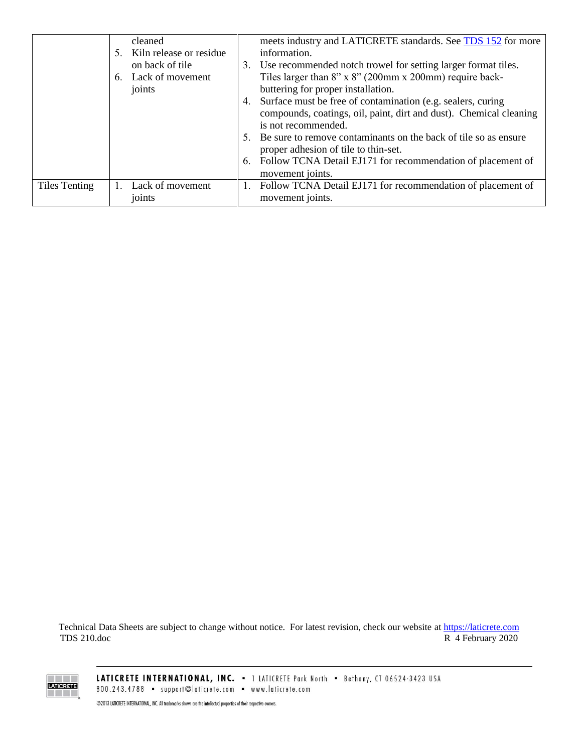| | | |
|---|---|---|
| | cleaned<br>5. Kiln release or residue on back of tile<br>6. Lack of movement joints | meets industry and LATICRETE standards. See TDS 152 for more information.<br>3. Use recommended notch trowel for setting larger format tiles. Tiles larger than 8" x 8" (200mm x 200mm) require back-buttering for proper installation.<br>4. Surface must be free of contamination (e.g. sealers, curing compounds, coatings, oil, paint, dirt and dust). Chemical cleaning is not recommended.<br>5. Be sure to remove contaminants on the back of tile so as ensure proper adhesion of tile to thin-set.<br>6. Follow TCNA Detail EJ171 for recommendation of placement of movement joints. |
| Tiles Tenting | 1. Lack of movement joints | 1. Follow TCNA Detail EJ171 for recommendation of placement of movement joints. |

Technical Data Sheets are subject to change without notice. For latest revision, check our website at https://laticrete.com

TDS 210.doc R 4 February 2020

**LATICRETE INTERNATIONAL, INC.** ▪ 1 LATICRETE Park North ▪ Bethany, CT 06524-3423 USA

800.243.4788 ▪ support@laticrete.com ▪ www.laticrete.com

©2013 LATICRETE INTERNATIONAL, INC. All trademarks shown are the intellectual properties of their respective owners.